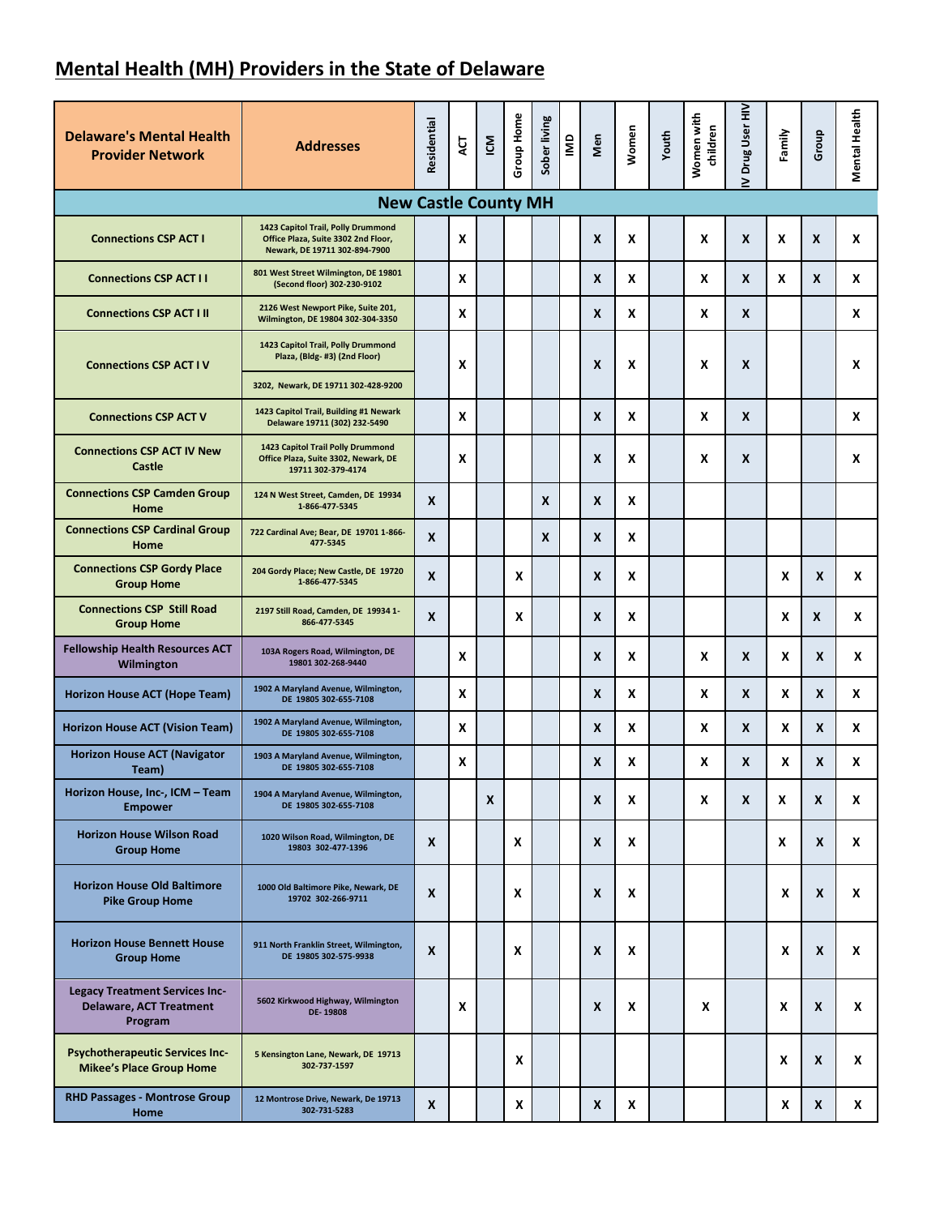# Mental Health (MH) Providers in the State of Delaware

| Delaware's Mental Health Provider Network | Addresses | Residential | ACT | ICM | Group Home | Sober living | IMD | Men | Women | Youth | Women with children | IV Drug User HIV | Family | Group | Mental Health |
|---|---|---|---|---|---|---|---|---|---|---|---|---|---|---|---|
| **New Castle County MH** | | | | | | | | | | | | | | | |
| Connections CSP ACT I | 1423 Capitol Trail, Polly Drummond Office Plaza, Suite 3302 2nd Floor, Newark, DE 19711 302-894-7900 | | X | | | | | X | X | | X | X | X | X | X |
| Connections CSP ACT I I | 801 West Street Wilmington, DE 19801 (Second floor) 302-230-9102 | | X | | | | | X | X | | X | X | X | X | X |
| Connections CSP ACT I II | 2126 West Newport Pike, Suite 201, Wilmington, DE 19804 302-304-3350 | | X | | | | | X | X | | X | X | | | X |
| Connections CSP ACT I V | 1423 Capitol Trail, Polly Drummond Plaza, (Bldg- #3) (2nd Floor) 3202, Newark, DE 19711 302-428-9200 | | X | | | | | X | X | | X | X | | | X |
| Connections CSP ACT V | 1423 Capitol Trail, Building #1 Newark Delaware 19711 (302) 232-5490 | | X | | | | | X | X | | X | X | | | X |
| Connections CSP ACT IV New Castle | 1423 Capitol Trail Polly Drummond Office Plaza, Suite 3302, Newark, DE 19711 302-379-4174 | | X | | | | | X | X | | X | X | | | X |
| Connections CSP Camden Group Home | 124 N West Street, Camden, DE 19934 1-866-477-5345 | X | | | | X | | X | X | | | | | | |
| Connections CSP Cardinal Group Home | 722 Cardinal Ave; Bear, DE 19701 1-866-477-5345 | X | | | | X | | X | X | | | | | | |
| Connections CSP Gordy Place Group Home | 204 Gordy Place; New Castle, DE 19720 1-866-477-5345 | X | | | X | | | X | X | | | | X | X | X |
| Connections CSP Still Road Group Home | 2197 Still Road, Camden, DE 19934 1-866-477-5345 | X | | | X | | | X | X | | | | X | X | X |
| Fellowship Health Resources ACT Wilmington | 103A Rogers Road, Wilmington, DE 19801 302-268-9440 | | X | | | | | X | X | | X | X | X | X | X |
| Horizon House ACT (Hope Team) | 1902 A Maryland Avenue, Wilmington, DE 19805 302-655-7108 | | X | | | | | X | X | | X | X | X | X | X |
| Horizon House ACT (Vision Team) | 1902 A Maryland Avenue, Wilmington, DE 19805 302-655-7108 | | X | | | | | X | X | | X | X | X | X | X |
| Horizon House ACT (Navigator Team) | 1903 A Maryland Avenue, Wilmington, DE 19805 302-655-7108 | | X | | | | | X | X | | X | X | X | X | X |
| Horizon House, Inc-, ICM – Team Empower | 1904 A Maryland Avenue, Wilmington, DE 19805 302-655-7108 | | | X | | | | X | X | | X | X | X | X | X |
| Horizon House Wilson Road Group Home | 1020 Wilson Road, Wilmington, DE 19803 302-477-1396 | X | | | X | | | X | X | | | | X | X | X |
| Horizon House Old Baltimore Pike Group Home | 1000 Old Baltimore Pike, Newark, DE 19702 302-266-9711 | X | | | X | | | X | X | | | | X | X | X |
| Horizon House Bennett House Group Home | 911 North Franklin Street, Wilmington, DE 19805 302-575-9938 | X | | | X | | | X | X | | | | X | X | X |
| Legacy Treatment Services Inc-Delaware, ACT Treatment Program | 5602 Kirkwood Highway, Wilmington DE- 19808 | | X | | | | | X | X | | X | | X | X | X |
| Psychotherapeutic Services Inc-Mikee's Place Group Home | 5 Kensington Lane, Newark, DE 19713 302-737-1597 | | | | X | | | | | | | | X | X | X |
| RHD Passages - Montrose Group Home | 12 Montrose Drive, Newark, De 19713 302-731-5283 | X | | | X | | | X | X | | | | X | X | X |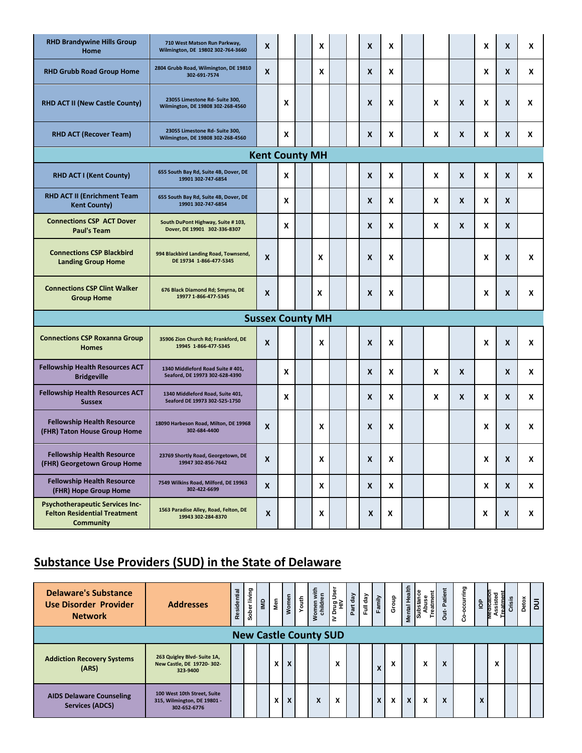| | | | | | | | | | | | | | | | |
|---|---|---|---|---|---|---|---|---|---|---|---|---|---|---|---|
| RHD Brandywine Hills Group Home | 710 West Matson Run Parkway, Wilmington, DE 19802 302-764-3660 | X | | | X | | | X | X | | | | X | X | X |
| RHD Grubb Road Group Home | 2804 Grubb Road, Wilmington, DE 19810 302-691-7574 | X | | | X | | | X | X | | | | X | X | X |
| RHD ACT II (New Castle County) | 23055 Limestone Rd- Suite 300, Wilmington, DE 19808 302-268-4560 | | X | | | | | X | X | | X | X | X | X | X |
| RHD ACT (Recover Team) | 23055 Limestone Rd- Suite 300, Wilmington, DE 19808 302-268-4560 | | X | | | | | X | X | | X | X | X | X | X |
| **Kent County MH** | | | | | | | | | | | | | | | |
| RHD ACT I (Kent County) | 655 South Bay Rd, Suite 4B, Dover, DE 19901 302-747-6854 | | X | | | | | X | X | | X | X | X | X | X |
| RHD ACT II (Enrichment Team Kent County) | 655 South Bay Rd, Suite 4B, Dover, DE 19901 302-747-6854 | | X | | | | | X | X | | X | X | X | X | |
| Connections CSP ACT Dover Paul's Team | South DuPont Highway, Suite # 103, Dover, DE 19901 302-336-8307 | | X | | | | | X | X | | X | X | X | X | |
| Connections CSP Blackbird Landing Group Home | 994 Blackbird Landing Road, Townsend, DE 19734 1-866-477-5345 | X | | | X | | | X | X | | | | X | X | X |
| Connections CSP Clint Walker Group Home | 676 Black Diamond Rd; Smyrna, DE 19977 1-866-477-5345 | X | | | X | | | X | X | | | | X | X | X |
| **Sussex County MH** | | | | | | | | | | | | | | | |
| Connections CSP Roxanna Group Homes | 35906 Zion Church Rd; Frankford, DE 19945 1-866-477-5345 | X | | | X | | | X | X | | | | X | X | X |
| Fellowship Health Resources ACT Bridgeville | 1340 Middleford Road Suite # 401, Seaford, DE 19973 302-628-4390 | | X | | | | | X | X | | X | X | | X | X |
| Fellowship Health Resources ACT Sussex | 1340 Middleford Road, Suite 401, Seaford DE 19973 302-525-1750 | | X | | | | | X | X | | X | X | X | X | X |
| Fellowship Health Resource (FHR) Taton House Group Home | 18090 Harbeson Road, Milton, DE 19968 302-684-4400 | X | | | X | | | X | X | | | | X | X | X |
| Fellowship Health Resource (FHR) Georgetown Group Home | 23769 Shortly Road, Georgetown, DE 19947 302-856-7642 | X | | | X | | | X | X | | | | X | X | X |
| Fellowship Health Resource (FHR) Hope Group Home | 7549 Wilkins Road, Milford, DE 19963 302-422-6699 | X | | | X | | | X | X | | | | X | X | X |
| Psychotherapeutic Services Inc- Felton Residential Treatment Community | 1563 Paradise Alley, Road, Felton, DE 19943 302-284-8370 | X | | | X | | | X | X | | | | X | X | X |

## Substance Use Providers (SUD) in the State of Delaware

| Delaware's Substance Use Disorder Provider Network | Addresses | Residential | Sober living | IMD | Men | Women | Youth | Women with children | IV Drug User HIV | Part day | Full day | Family | Group | Mental Health | Substance Abuse Treatment | Out- Patient | Co-occurring | IOP | Medication Assisted Treatment | Crisis | Detox | DUI |
|---|---|---|---|---|---|---|---|---|---|---|---|---|---|---|---|---|---|---|---|---|---|---|
| **New Castle County SUD** | | | | | | | | | | | | | | | | | | | | | | |
| Addiction Recovery Systems (ARS) | 263 Quigley Blvd- Suite 1A, New Castle, DE 19720- 302-323-9400 | | | | X | X | | | X | | | X | X | | X | X | | | X | | | |
| AIDS Delaware Counseling Services (ADCS) | 100 West 10th Street, Suite 315, Wilmington, DE 19801 - 302-652-6776 | | | | X | X | | X | X | | | X | X | X | X | X | | X | | | | |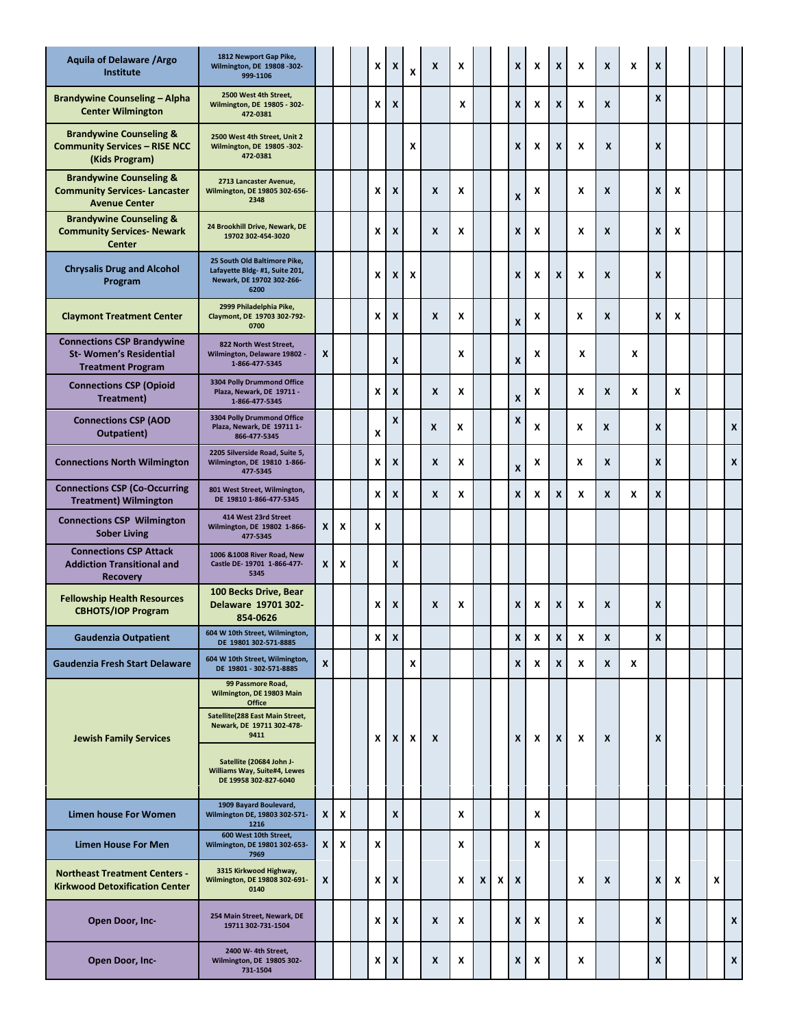| | | | | | | | | | | | | | | | | | | | | | | |
|---|---|---|---|---|---|---|---|---|---|---|---|---|---|---|---|---|---|---|---|---|---|---|
| **Aquila of Delaware /Argo Institute** | 1812 Newport Gap Pike, Wilmington, DE 19808 -302-999-1106 | | | | X | X | X | X | X | | | X | X | X | X | X | X | X | | | | |
| **Brandywine Counseling – Alpha Center Wilmington** | 2500 West 4th Street, Wilmington, DE 19805 - 302-472-0381 | | | | X | X | | | X | | | X | X | X | X | X | | X | | | | |
| **Brandywine Counseling & Community Services – RISE NCC (Kids Program)** | 2500 West 4th Street, Unit 2 Wilmington, DE 19805 -302-472-0381 | | | | | | X | | | | | X | X | X | X | X | | X | | | | |
| **Brandywine Counseling & Community Services- Lancaster Avenue Center** | 2713 Lancaster Avenue, Wilmington, DE 19805 302-656-2348 | | | | X | X | | X | X | | | X | X | | X | X | | X | X | | | |
| **Brandywine Counseling & Community Services- Newark Center** | 24 Brookhill Drive, Newark, DE 19702 302-454-3020 | | | | X | X | | X | X | | | X | X | | X | X | | X | X | | | |
| **Chrysalis Drug and Alcohol Program** | 25 South Old Baltimore Pike, Lafayette Bldg- #1, Suite 201, Newark, DE 19702 302-266-6200 | | | | X | X | X | | | | | X | X | X | X | X | | X | | | | |
| **Claymont Treatment Center** | 2999 Philadelphia Pike, Claymont, DE 19703 302-792-0700 | | | | X | X | | X | X | | | X | X | | X | X | | X | X | | | |
| **Connections CSP Brandywine St- Women's Residential Treatment Program** | 822 North West Street, Wilmington, Delaware 19802 - 1-866-477-5345 | X | | | | X | | | X | | | X | X | | X | | X | | | | | |
| **Connections CSP (Opioid Treatment)** | 3304 Polly Drummond Office Plaza, Newark, DE 19711 - 1-866-477-5345 | | | | X | X | | X | X | | | X | X | | X | X | X | | X | | | |
| **Connections CSP (AOD Outpatient)** | 3304 Polly Drummond Office Plaza, Newark, DE 19711 1-866-477-5345 | | | | X | X | | X | X | | | X | X | | X | X | | X | | | | X |
| **Connections North Wilmington** | 2205 Silverside Road, Suite 5, Wilmington, DE 19810 1-866-477-5345 | | | | X | X | | X | X | | | X | X | | X | X | | X | | | | X |
| **Connections CSP (Co-Occurring Treatment) Wilmington** | 801 West Street, Wilmington, DE 19810 1-866-477-5345 | | | | X | X | | X | X | | | X | X | X | X | X | X | X | | | | |
| **Connections CSP Wilmington Sober Living** | 414 West 23rd Street Wilmington, DE 19802 1-866-477-5345 | X | X | | X | | | | | | | | | | | | | | | | | |
| **Connections CSP Attack Addiction Transitional and Recovery** | 1006 &1008 River Road, New Castle DE- 19701 1-866-477-5345 | X | X | | | X | | | | | | | | | | | | | | | | |
| **Fellowship Health Resources CBHOTS/IOP Program** | 100 Becks Drive, Bear Delaware 19701 302-854-0626 | | | | X | X | | X | X | | | X | X | X | X | X | | X | | | | |
| **Gaudenzia Outpatient** | 604 W 10th Street, Wilmington, DE 19801 302-571-8885 | | | | X | X | | | | | | X | X | X | X | X | | X | | | | |
| **Gaudenzia Fresh Start Delaware** | 604 W 10th Street, Wilmington, DE 19801 - 302-571-8885 | X | | | | | X | | | | | X | X | X | X | X | X | | | | | |
| **Jewish Family Services** | 99 Passmore Road, Wilmington, DE 19803 Main Office<br>Satellite(288 East Main Street, Newark, DE 19711 302-478-9411<br>Satellite (20684 John J-Williams Way, Suite#4, Lewes DE 19958 302-827-6040 | | | | X | X | X | X | | | | X | X | X | X | X | | X | | | | |
| **Limen house For Women** | 1909 Bayard Boulevard, Wilmington DE, 19803 302-571-1216 | X | X | | | X | | | X | | | | X | | | | | | | | | |
| **Limen House For Men** | 600 West 10th Street, Wilmington, DE 19801 302-653-7969 | X | X | | X | | | | X | | | | X | | | | | | | | | |
| **Northeast Treatment Centers - Kirkwood Detoxification Center** | 3315 Kirkwood Highway, Wilmington, DE 19808 302-691-0140 | X | | | X | X | | | X | X | X | X | | | X | X | | X | X | | X | |
| **Open Door, Inc-** | 254 Main Street, Newark, DE 19711 302-731-1504 | | | | X | X | | X | X | | | X | X | | X | | | X | | | | X |
| **Open Door, Inc-** | 2400 W- 4th Street, Wilmington, DE 19805 302-731-1504 | | | | X | X | | X | X | | | X | X | | X | | | X | | | | X |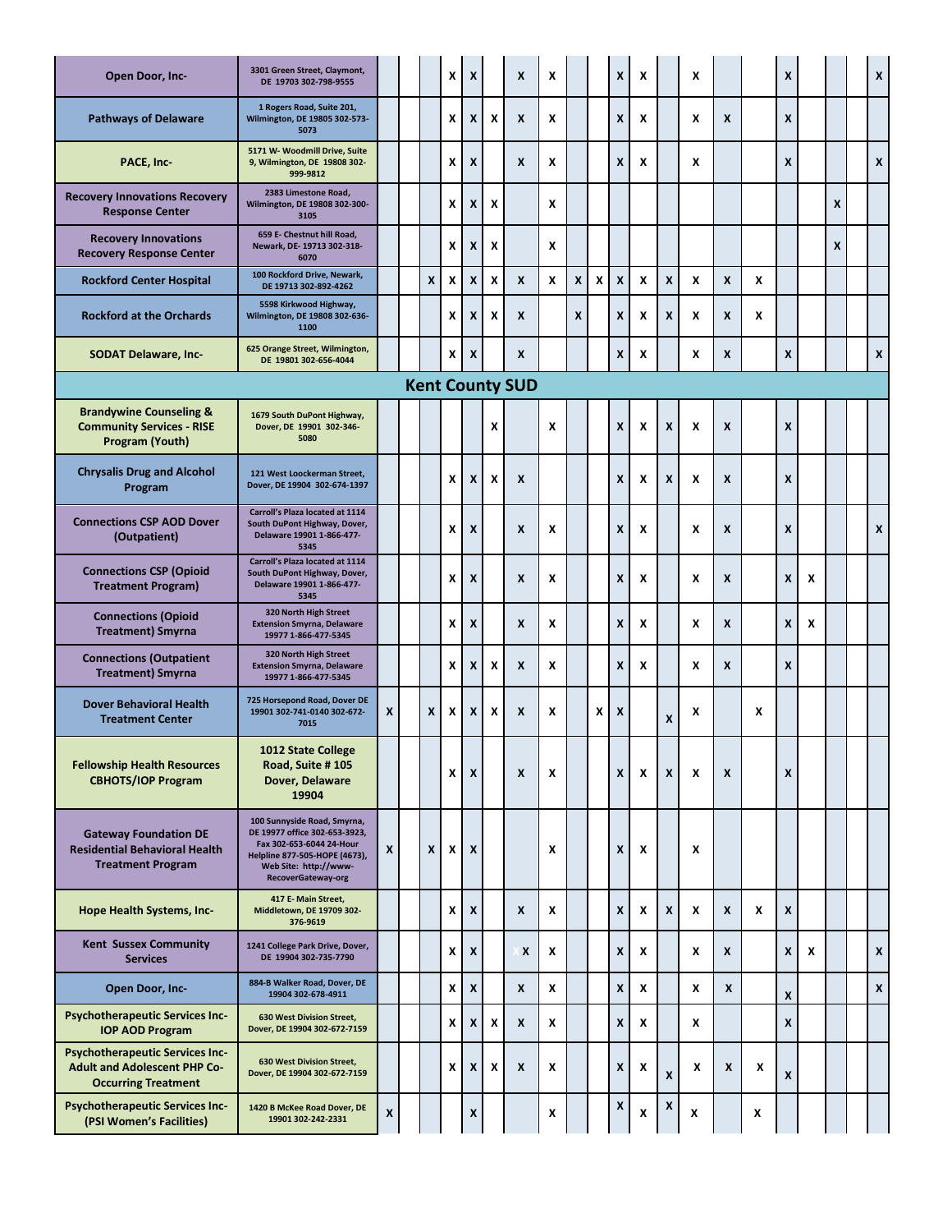| | | | | | | | | | | | | | | | | | | | | | | |
|---|---|---|---|---|---|---|---|---|---|---|---|---|---|---|---|---|---|---|---|---|---|---|
| **Open Door, Inc-** | 3301 Green Street, Claymont, DE 19703 302-798-9555 | | | | X | X | | X | X | | | X | X | | X | | | X | | | | X |
| **Pathways of Delaware** | 1 Rogers Road, Suite 201, Wilmington, DE 19805 302-573-5073 | | | | X | X | X | X | X | | | X | X | | X | X | | X | | | | |
| **PACE, Inc-** | 5171 W- Woodmill Drive, Suite 9, Wilmington, DE 19808 302-999-9812 | | | | X | X | | X | X | | | X | X | | X | | | X | | | | X |
| **Recovery Innovations Recovery Response Center** | 2383 Limestone Road, Wilmington, DE 19808 302-300-3105 | | | | X | X | X | | X | | | | | | | | | | | X | | |
| **Recovery Innovations Recovery Response Center** | 659 E- Chestnut hill Road, Newark, DE- 19713 302-318-6070 | | | | X | X | X | | X | | | | | | | | | | | X | | |
| **Rockford Center Hospital** | 100 Rockford Drive, Newark, DE 19713 302-892-4262 | | | X | X | X | X | X | X | X | X | X | X | X | X | X | X | | | | | |
| **Rockford at the Orchards** | 5598 Kirkwood Highway, Wilmington, DE 19808 302-636-1100 | | | | X | X | X | X | | X | | X | X | X | X | X | X | | | | | |
| **SODAT Delaware, Inc-** | 625 Orange Street, Wilmington, DE 19801 302-656-4044 | | | | X | X | | X | | | | X | X | | X | X | | X | | | | X |
| **Kent County SUD** | | | | | | | | | | | | | | | | | | | | | | |
| **Brandywine Counseling & Community Services - RISE Program (Youth)** | 1679 South DuPont Highway, Dover, DE 19901 302-346-5080 | | | | | | X | | X | | | X | X | X | X | X | | X | | | | |
| **Chrysalis Drug and Alcohol Program** | 121 West Loockerman Street, Dover, DE 19904 302-674-1397 | | | | X | X | X | X | | | | X | X | X | X | X | | X | | | | |
| **Connections CSP AOD Dover (Outpatient)** | Carroll's Plaza located at 1114 South DuPont Highway, Dover, Delaware 19901 1-866-477-5345 | | | | X | X | | X | X | | | X | X | | X | X | | X | | | | X |
| **Connections CSP (Opioid Treatment Program)** | Carroll's Plaza located at 1114 South DuPont Highway, Dover, Delaware 19901 1-866-477-5345 | | | | X | X | | X | X | | | X | X | | X | X | | X | X | | | |
| **Connections (Opioid Treatment) Smyrna** | 320 North High Street Extension Smyrna, Delaware 19977 1-866-477-5345 | | | | X | X | | X | X | | | X | X | | X | X | | X | X | | | |
| **Connections (Outpatient Treatment) Smyrna** | 320 North High Street Extension Smyrna, Delaware 19977 1-866-477-5345 | | | | X | X | X | X | X | | | X | X | | X | X | | X | | | | |
| **Dover Behavioral Health Treatment Center** | 725 Horsepond Road, Dover DE 19901 302-741-0140 302-672-7015 | X | | X | X | X | X | X | X | | X | X | | X | X | | X | | | | | |
| **Fellowship Health Resources CBHOTS/IOP Program** | 1012 State College Road, Suite # 105 Dover, Delaware 19904 | | | | X | X | | X | X | | | X | X | X | X | X | | X | | | | |
| **Gateway Foundation DE Residential Behavioral Health Treatment Program** | 100 Sunnyside Road, Smyrna, DE 19977 office 302-653-3923, Fax 302-653-6044 24-Hour Helpline 877-505-HOPE (4673), Web Site: http://www-RecoverGateway-org | X | | X | X | X | | | X | | | X | X | | X | | | | | | | |
| **Hope Health Systems, Inc-** | 417 E- Main Street, Middletown, DE 19709 302-376-9619 | | | | X | X | | X | X | | | X | X | X | X | X | X | X | | | | |
| **Kent Sussex Community Services** | 1241 College Park Drive, Dover, DE 19904 302-735-7790 | | | | X | X | | X | X | | | X | X | | X | X | | X | X | | | X |
| **Open Door, Inc-** | 884-B Walker Road, Dover, DE 19904 302-678-4911 | | | | X | X | | X | X | | | X | X | | X | X | | X | | | | X |
| **Psychotherapeutic Services Inc- IOP AOD Program** | 630 West Division Street, Dover, DE 19904 302-672-7159 | | | | X | X | X | X | X | | | X | X | | X | | | X | | | | |
| **Psychotherapeutic Services Inc- Adult and Adolescent PHP Co-Occurring Treatment** | 630 West Division Street, Dover, DE 19904 302-672-7159 | | | | X | X | X | X | X | | | X | X | X | X | X | X | X | | | | |
| **Psychotherapeutic Services Inc- (PSI Women's Facilities)** | 1420 B McKee Road Dover, DE 19901 302-242-2331 | X | | | | X | | | X | | | X | X | X | X | | X | | | | | |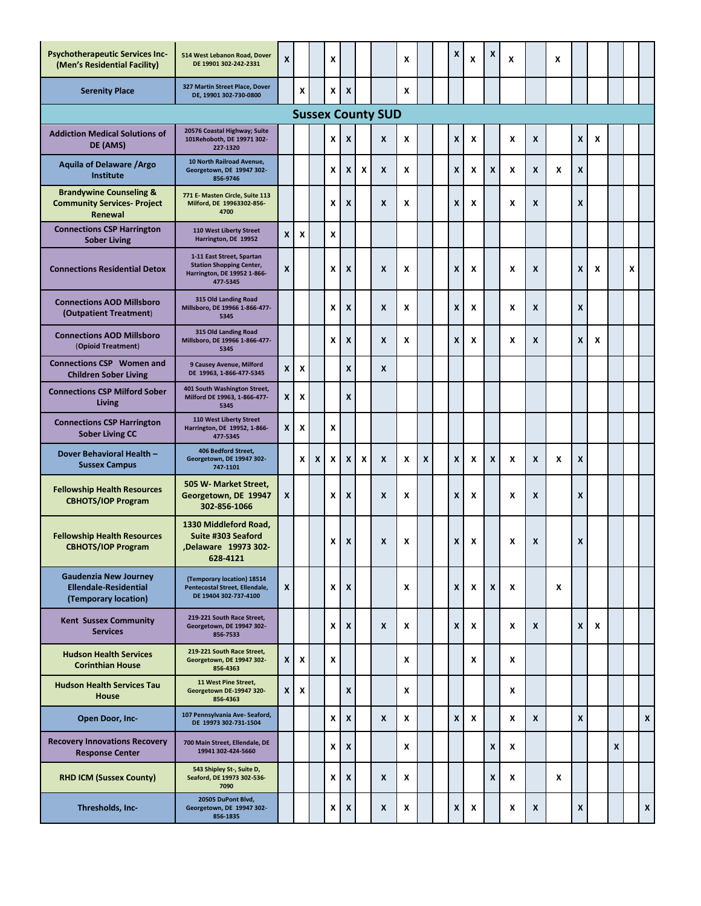| | | | | | | | | | | | | | | | | | | | | | | |
|---|---|---|---|---|---|---|---|---|---|---|---|---|---|---|---|---|---|---|---|---|---|---|
| **Psychotherapeutic Services Inc- (Men's Residential Facility)** | 514 West Lebanon Road, Dover DE 19901 302-242-2331 | X | | | X | | | | X | | | X | X | X | X | | X | | | | | |
| **Serenity Place** | 327 Martin Street Place, Dover DE, 19901 302-730-0800 | | X | | X | X | | | X | | | | | | | | | | | | | |
| **Sussex County SUD** | | | | | | | | | | | | | | | | | | | | | | |
| **Addiction Medical Solutions of DE (AMS)** | 20576 Coastal Highway; Suite 101Rehoboth, DE 19971 302-227-1320 | | | | X | X | | X | X | | | X | X | | X | X | | X | X | | | |
| **Aquila of Delaware /Argo Institute** | 10 North Railroad Avenue, Georgetown, DE 19947 302-856-9746 | | | | X | X | X | X | X | | | X | X | X | X | X | X | X | | | | |
| **Brandywine Counseling & Community Services- Project Renewal** | 771 E- Masten Circle, Suite 113 Milford, DE 19963302-856-4700 | | | | X | X | | X | X | | | X | X | | X | X | | X | | | | |
| **Connections CSP Harrington Sober Living** | 110 West Liberty Street Harrington, DE 19952 | X | X | | X | | | | | | | | | | | | | | | | | |
| **Connections Residential Detox** | 1-11 East Street, Spartan Station Shopping Center, Harrington, DE 19952 1-866-477-5345 | X | | | X | X | | X | X | | | X | X | | X | X | | X | X | | X | |
| **Connections AOD Millsboro (Outpatient Treatment)** | 315 Old Landing Road Millsboro, DE 19966 1-866-477-5345 | | | | X | X | | X | X | | | X | X | | X | X | | X | | | | |
| **Connections AOD Millsboro** (Opioid Treatment) | 315 Old Landing Road Millsboro, DE 19966 1-866-477-5345 | | | | X | X | | X | X | | | X | X | | X | X | | X | X | | | |
| **Connections CSP Women and Children Sober Living** | 9 Causey Avenue, Milford DE 19963, 1-866-477-5345 | X | X | | | X | | X | | | | | | | | | | | | | | |
| **Connections CSP Milford Sober Living** | 401 South Washington Street, Milford DE 19963, 1-866-477-5345 | X | X | | | X | | | | | | | | | | | | | | | | |
| **Connections CSP Harrington Sober Living CC** | 110 West Liberty Street Harrington, DE 19952, 1-866-477-5345 | X | X | | X | | | | | | | | | | | | | | | | | |
| **Dover Behavioral Health – Sussex Campus** | 406 Bedford Street, Georgetown, DE 19947 302-747-1101 | | X | X | X | X | X | X | X | X | | X | X | X | X | X | X | X | | | | |
| **Fellowship Health Resources CBHOTS/IOP Program** | 505 W- Market Street, Georgetown, DE 19947 302-856-1066 | X | | | X | X | | X | X | | | X | X | | X | X | | X | | | | |
| **Fellowship Health Resources CBHOTS/IOP Program** | 1330 Middleford Road, Suite #303 Seaford ,Delaware 19973 302-628-4121 | | | | X | X | | X | X | | | X | X | | X | X | | X | | | | |
| **Gaudenzia New Journey Ellendale-Residential (Temporary location)** | (Temporary location) 18514 Pentecostal Street, Ellendale, DE 19404 302-737-4100 | X | | | X | X | | | X | | | X | X | X | X | | X | | | | | |
| **Kent Sussex Community Services** | 219-221 South Race Street, Georgetown, DE 19947 302-856-7533 | | | | X | X | | X | X | | | X | X | | X | X | | X | X | | | |
| **Hudson Health Services Corinthian House** | 219-221 South Race Street, Georgetown, DE 19947 302-856-4363 | X | X | | X | | | | X | | | | X | | X | | | | | | | |
| **Hudson Health Services Tau House** | 11 West Pine Street, Georgetown DE-19947 320-856-4363 | X | X | | | X | | | X | | | | | | X | | | | | | | |
| **Open Door, Inc-** | 107 Pennsylvania Ave- Seaford, DE 19973 302-731-1504 | | | | X | X | | X | X | | | X | X | | X | X | | X | | | | X |
| **Recovery Innovations Recovery Response Center** | 700 Main Street, Ellendale, DE 19941 302-424-5660 | | | | X | X | | | X | | | | | X | X | | | | | X | | |
| **RHD ICM (Sussex County)** | 543 Shipley St-, Suite D, Seaford, DE 19973 302-536-7090 | | | | X | X | | X | X | | | | | X | X | | X | | | | | |
| **Thresholds, Inc-** | 20505 DuPont Blvd, Georgetown, DE 19947 302-856-1835 | | | | X | X | | X | X | | | X | X | | X | X | | X | | | | X |